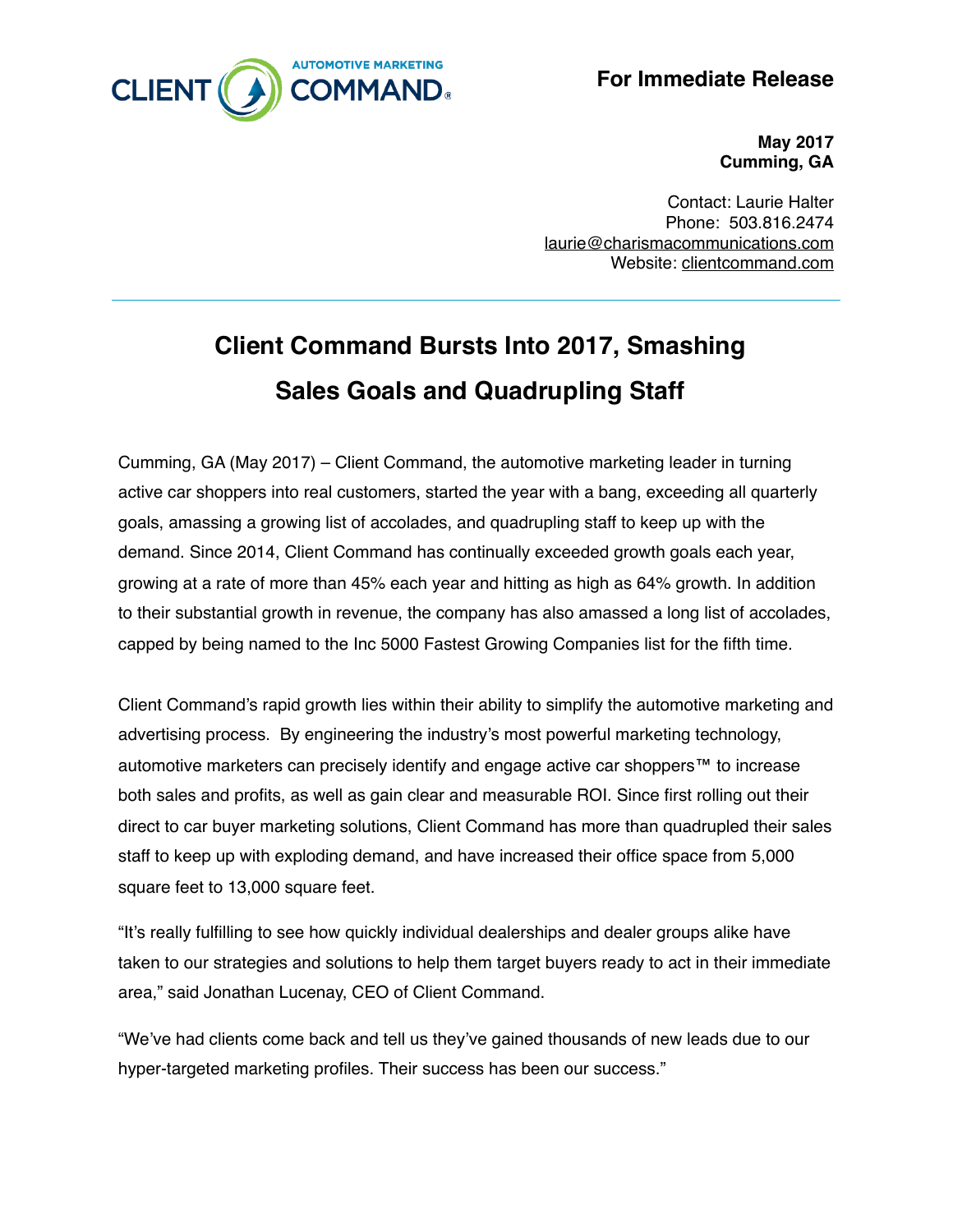**For Immediate Release**

**May 2017**
**Cumming, GA**

Contact: Laurie Halter
Phone: 503.816.2474
laurie@charismacommunications.com
Website: clientcommand.com

---

# Client Command Bursts Into 2017, Smashing Sales Goals and Quadrupling Staff

Cumming, GA (May 2017) – Client Command, the automotive marketing leader in turning active car shoppers into real customers, started the year with a bang, exceeding all quarterly goals, amassing a growing list of accolades, and quadrupling staff to keep up with the demand. Since 2014, Client Command has continually exceeded growth goals each year, growing at a rate of more than 45% each year and hitting as high as 64% growth. In addition to their substantial growth in revenue, the company has also amassed a long list of accolades, capped by being named to the Inc 5000 Fastest Growing Companies list for the fifth time.

Client Command's rapid growth lies within their ability to simplify the automotive marketing and advertising process. By engineering the industry's most powerful marketing technology, automotive marketers can precisely identify and engage active car shoppers™ to increase both sales and profits, as well as gain clear and measurable ROI. Since first rolling out their direct to car buyer marketing solutions, Client Command has more than quadrupled their sales staff to keep up with exploding demand, and have increased their office space from 5,000 square feet to 13,000 square feet.

"It's really fulfilling to see how quickly individual dealerships and dealer groups alike have taken to our strategies and solutions to help them target buyers ready to act in their immediate area," said Jonathan Lucenay, CEO of Client Command.

"We've had clients come back and tell us they've gained thousands of new leads due to our hyper-targeted marketing profiles. Their success has been our success."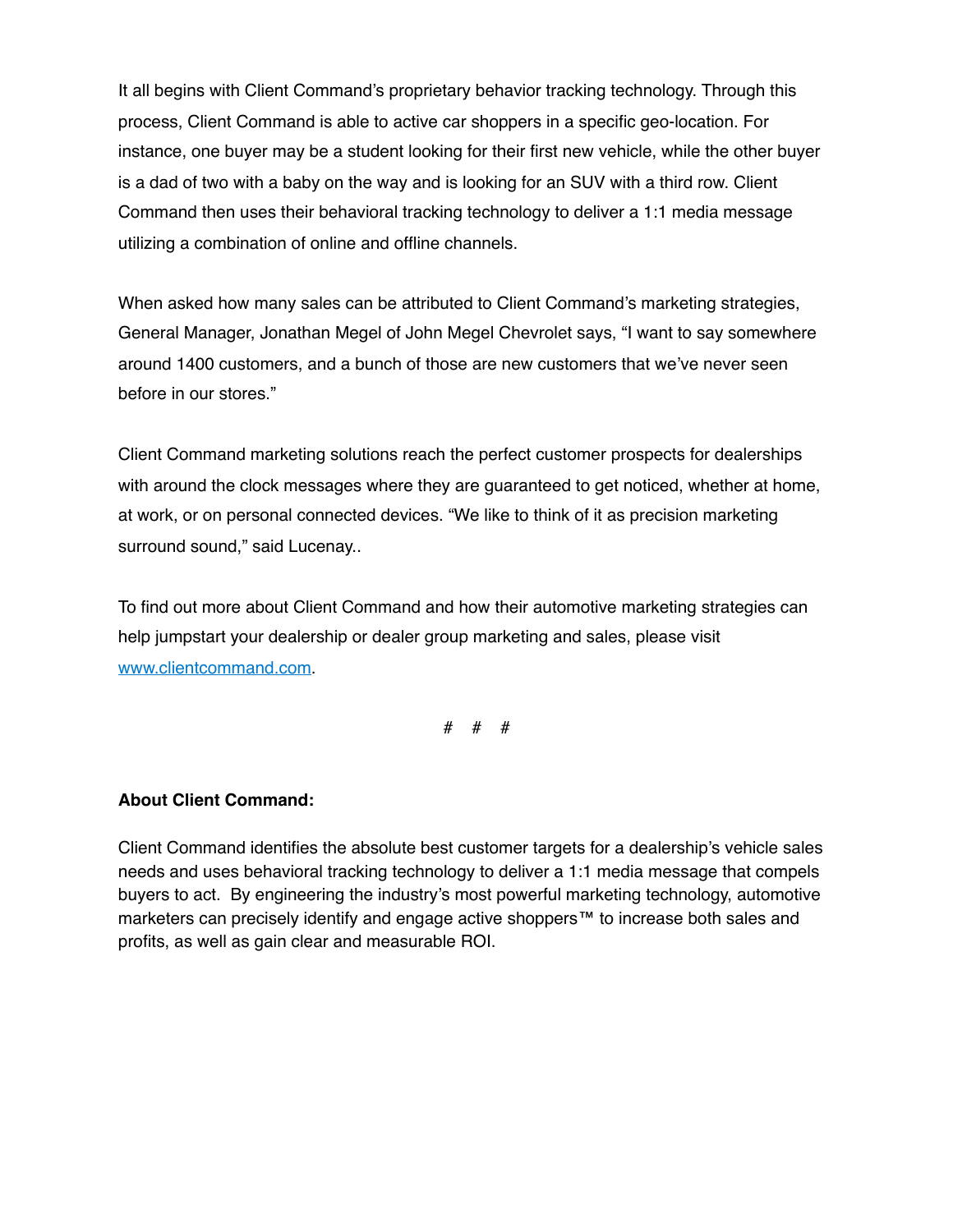It all begins with Client Command's proprietary behavior tracking technology. Through this process, Client Command is able to active car shoppers in a specific geo-location. For instance, one buyer may be a student looking for their first new vehicle, while the other buyer is a dad of two with a baby on the way and is looking for an SUV with a third row. Client Command then uses their behavioral tracking technology to deliver a 1:1 media message utilizing a combination of online and offline channels.

When asked how many sales can be attributed to Client Command's marketing strategies, General Manager, Jonathan Megel of John Megel Chevrolet says, "I want to say somewhere around 1400 customers, and a bunch of those are new customers that we've never seen before in our stores."

Client Command marketing solutions reach the perfect customer prospects for dealerships with around the clock messages where they are guaranteed to get noticed, whether at home, at work, or on personal connected devices. "We like to think of it as precision marketing surround sound," said Lucenay..

To find out more about Client Command and how their automotive marketing strategies can help jumpstart your dealership or dealer group marketing and sales, please visit [www.clientcommand.com](http://www.clientcommand.com).

# # #

**About Client Command:**

Client Command identifies the absolute best customer targets for a dealership's vehicle sales needs and uses behavioral tracking technology to deliver a 1:1 media message that compels buyers to act. By engineering the industry's most powerful marketing technology, automotive marketers can precisely identify and engage active shoppers™ to increase both sales and profits, as well as gain clear and measurable ROI.